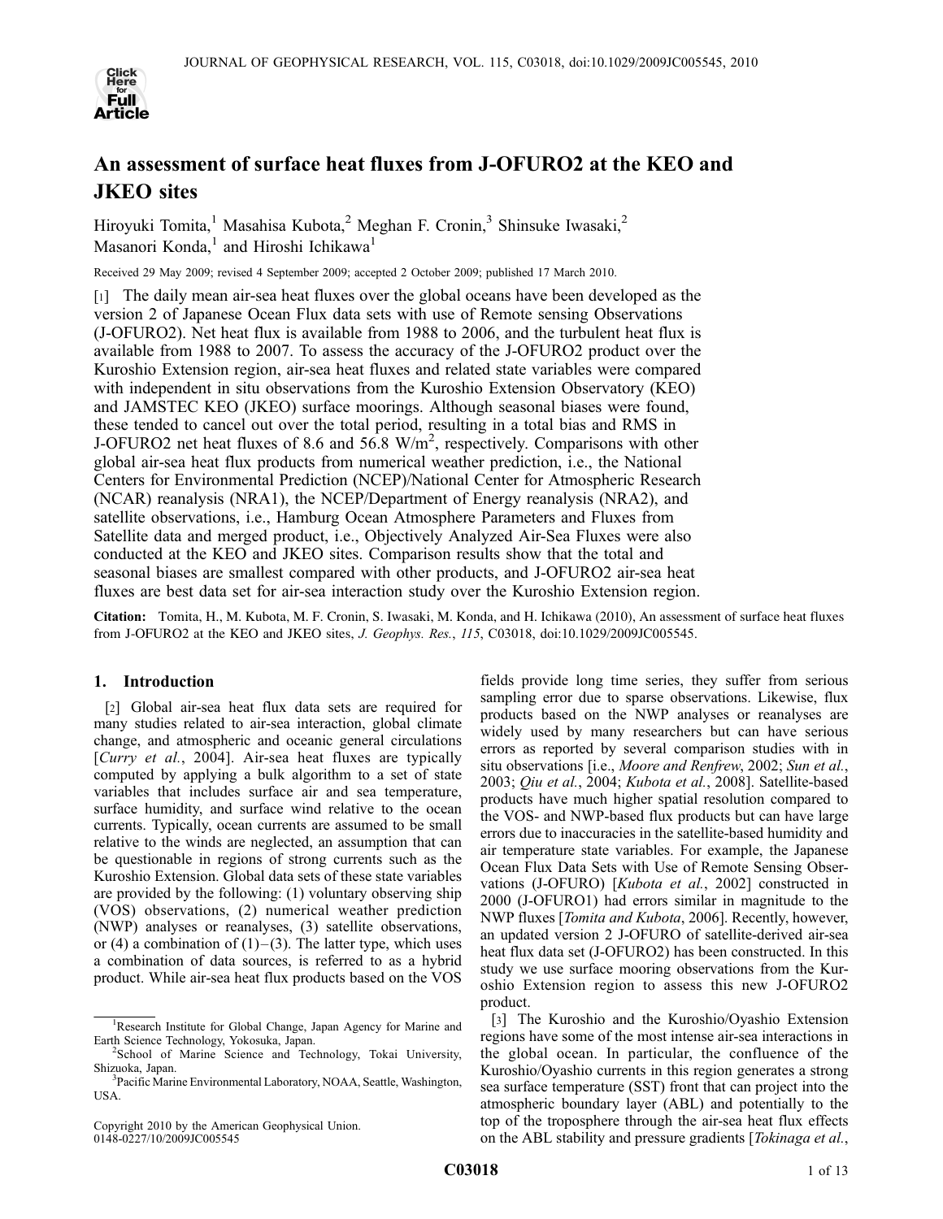# An assessment of surface heat fluxes from J-OFURO2 at the KEO and JKEO sites

Hiroyuki Tomita,[1] Masahisa Kubota,[2] Meghan F. Cronin,[3] Shinsuke Iwasaki,[2] Masanori Konda,[1] and Hiroshi Ichikawa[1]

Received 29 May 2009; revised 4 September 2009; accepted 2 October 2009; published 17 March 2010.

[1] The daily mean air-sea heat fluxes over the global oceans have been developed as the version 2 of Japanese Ocean Flux data sets with use of Remote sensing Observations (J-OFURO2). Net heat flux is available from 1988 to 2006, and the turbulent heat flux is available from 1988 to 2007. To assess the accuracy of the J-OFURO2 product over the Kuroshio Extension region, air-sea heat fluxes and related state variables were compared with independent in situ observations from the Kuroshio Extension Observatory (KEO) and JAMSTEC KEO (JKEO) surface moorings. Although seasonal biases were found, these tended to cancel out over the total period, resulting in a total bias and RMS in J-OFURO2 net heat fluxes of 8.6 and 56.8 W/m$^2$, respectively. Comparisons with other global air-sea heat flux products from numerical weather prediction, i.e., the National Centers for Environmental Prediction (NCEP)/National Center for Atmospheric Research (NCAR) reanalysis (NRA1), the NCEP/Department of Energy reanalysis (NRA2), and satellite observations, i.e., Hamburg Ocean Atmosphere Parameters and Fluxes from Satellite data and merged product, i.e., Objectively Analyzed Air-Sea Fluxes were also conducted at the KEO and JKEO sites. Comparison results show that the total and seasonal biases are smallest compared with other products, and J-OFURO2 air-sea heat fluxes are best data set for air-sea interaction study over the Kuroshio Extension region.

**Citation:** Tomita, H., M. Kubota, M. F. Cronin, S. Iwasaki, M. Konda, and H. Ichikawa (2010), An assessment of surface heat fluxes from J-OFURO2 at the KEO and JKEO sites, *J. Geophys. Res.*, *115*, C03018, doi:10.1029/2009JC005545.

## 1. Introduction

[2] Global air-sea heat flux data sets are required for many studies related to air-sea interaction, global climate change, and atmospheric and oceanic general circulations [*Curry et al.*, 2004]. Air-sea heat fluxes are typically computed by applying a bulk algorithm to a set of state variables that includes surface air and sea temperature, surface humidity, and surface wind relative to the ocean currents. Typically, ocean currents are assumed to be small relative to the winds are neglected, an assumption that can be questionable in regions of strong currents such as the Kuroshio Extension. Global data sets of these state variables are provided by the following: (1) voluntary observing ship (VOS) observations, (2) numerical weather prediction (NWP) analyses or reanalyses, (3) satellite observations, or (4) a combination of (1)–(3). The latter type, which uses a combination of data sources, is referred to as a hybrid product. While air-sea heat flux products based on the VOS fields provide long time series, they suffer from serious sampling error due to sparse observations. Likewise, flux products based on the NWP analyses or reanalyses are widely used by many researchers but can have serious errors as reported by several comparison studies with in situ observations [i.e., *Moore and Renfrew*, 2002; *Sun et al.*, 2003; *Qiu et al.*, 2004; *Kubota et al.*, 2008]. Satellite-based products have much higher spatial resolution compared to the VOS- and NWP-based flux products but can have large errors due to inaccuracies in the satellite-based humidity and air temperature state variables. For example, the Japanese Ocean Flux Data Sets with Use of Remote Sensing Observations (J-OFURO) [*Kubota et al.*, 2002] constructed in 2000 (J-OFURO1) had errors similar in magnitude to the NWP fluxes [*Tomita and Kubota*, 2006]. Recently, however, an updated version 2 J-OFURO of satellite-derived air-sea heat flux data set (J-OFURO2) has been constructed. In this study we use surface mooring observations from the Kuroshio Extension region to assess this new J-OFURO2 product.

[3] The Kuroshio and the Kuroshio/Oyashio Extension regions have some of the most intense air-sea interactions in the global ocean. In particular, the confluence of the Kuroshio/Oyashio currents in this region generates a strong sea surface temperature (SST) front that can project into the atmospheric boundary layer (ABL) and potentially to the top of the troposphere through the air-sea heat flux effects on the ABL stability and pressure gradients [*Tokinaga et al.*,

[1] Research Institute for Global Change, Japan Agency for Marine and Earth Science Technology, Yokosuka, Japan.

[2] School of Marine Science and Technology, Tokai University, Shizuoka, Japan.

[3] Pacific Marine Environmental Laboratory, NOAA, Seattle, Washington, USA.

Copyright 2010 by the American Geophysical Union.
0148-0227/10/2009JC005545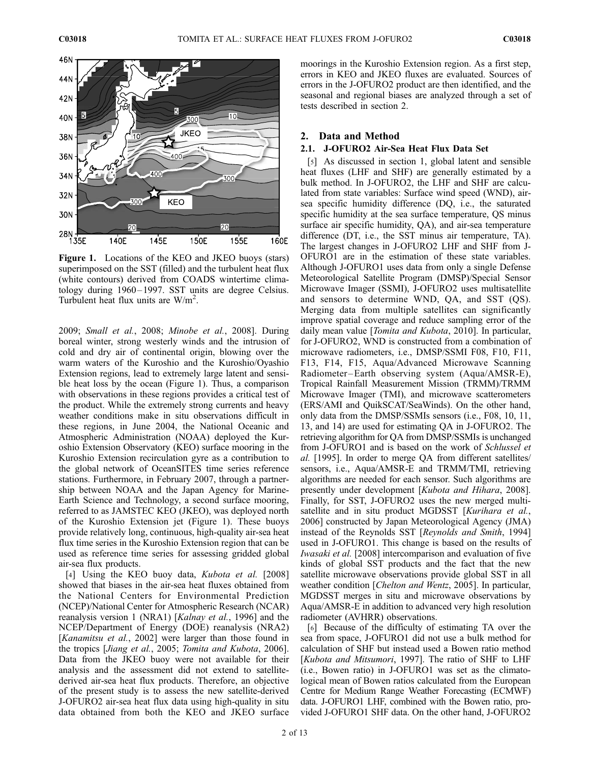**Figure 1.** Locations of the KEO and JKEO buoys (stars) superimposed on the SST (filled) and the turbulent heat flux (white contours) derived from COADS wintertime climatology during 1960–1997. SST units are degree Celsius. Turbulent heat flux units are W/m$^2$.

2009; *Small et al.*, 2008; *Minobe et al.*, 2008]. During boreal winter, strong westerly winds and the intrusion of cold and dry air of continental origin, blowing over the warm waters of the Kuroshio and the Kuroshio/Oyashio Extension regions, lead to extremely large latent and sensible heat loss by the ocean (Figure 1). Thus, a comparison with observations in these regions provides a critical test of the product. While the extremely strong currents and heavy weather conditions make in situ observations difficult in these regions, in June 2004, the National Oceanic and Atmospheric Administration (NOAA) deployed the Kuroshio Extension Observatory (KEO) surface mooring in the Kuroshio Extension recirculation gyre as a contribution to the global network of OceanSITES time series reference stations. Furthermore, in February 2007, through a partnership between NOAA and the Japan Agency for Marine-Earth Science and Technology, a second surface mooring, referred to as JAMSTEC KEO (JKEO), was deployed north of the Kuroshio Extension jet (Figure 1). These buoys provide relatively long, continuous, high-quality air-sea heat flux time series in the Kuroshio Extension region that can be used as reference time series for assessing gridded global air-sea flux products.

[4] Using the KEO buoy data, *Kubota et al.* [2008] showed that biases in the air-sea heat fluxes obtained from the National Centers for Environmental Prediction (NCEP)/National Center for Atmospheric Research (NCAR) reanalysis version 1 (NRA1) [*Kalnay et al.*, 1996] and the NCEP/Department of Energy (DOE) reanalysis (NRA2) [*Kanamitsu et al.*, 2002] were larger than those found in the tropics [*Jiang et al.*, 2005; *Tomita and Kubota*, 2006]. Data from the JKEO buoy were not available for their analysis and the assessment did not extend to satellite-derived air-sea heat flux products. Therefore, an objective of the present study is to assess the new satellite-derived J-OFURO2 air-sea heat flux data using high-quality in situ data obtained from both the KEO and JKEO surface moorings in the Kuroshio Extension region. As a first step, errors in KEO and JKEO fluxes are evaluated. Sources of errors in the J-OFURO2 product are then identified, and the seasonal and regional biases are analyzed through a set of tests described in section 2.

## 2. Data and Method

### 2.1. J-OFURO2 Air-Sea Heat Flux Data Set

[5] As discussed in section 1, global latent and sensible heat fluxes (LHF and SHF) are generally estimated by a bulk method. In J-OFURO2, the LHF and SHF are calculated from state variables: Surface wind speed (WND), air-sea specific humidity difference (DQ, i.e., the saturated specific humidity at the sea surface temperature, QS minus surface air specific humidity, QA), and air-sea temperature difference (DT, i.e., the SST minus air temperature, TA). The largest changes in J-OFURO2 LHF and SHF from J-OFURO1 are in the estimation of these state variables. Although J-OFURO1 uses data from only a single Defense Meteorological Satellite Program (DMSP)/Special Sensor Microwave Imager (SSMI), J-OFURO2 uses multisatellite and sensors to determine WND, QA, and SST (QS). Merging data from multiple satellites can significantly improve spatial coverage and reduce sampling error of the daily mean value [*Tomita and Kubota*, 2010]. In particular, for J-OFURO2, WND is constructed from a combination of microwave radiometers, i.e., DMSP/SSMI F08, F10, F11, F13, F14, F15, Aqua/Advanced Microwave Scanning Radiometer–Earth observing system (Aqua/AMSR-E), Tropical Rainfall Measurement Mission (TRMM)/TRMM Microwave Imager (TMI), and microwave scatterometers (ERS/AMI and QuikSCAT/SeaWinds). On the other hand, only data from the DMSP/SSMIs sensors (i.e., F08, 10, 11, 13, and 14) are used for estimating QA in J-OFURO2. The retrieving algorithm for QA from DMSP/SSMIs is unchanged from J-OFURO1 and is based on the work of *Schlussel et al.* [1995]. In order to merge QA from different satellites/sensors, i.e., Aqua/AMSR-E and TRMM/TMI, retrieving algorithms are needed for each sensor. Such algorithms are presently under development [*Kubota and Hihara*, 2008]. Finally, for SST, J-OFURO2 uses the new merged multi-satellite and in situ product MGDSST [*Kurihara et al.*, 2006] constructed by Japan Meteorological Agency (JMA) instead of the Reynolds SST [*Reynolds and Smith*, 1994] used in J-OFURO1. This change is based on the results of *Iwasaki et al.* [2008] intercomparison and evaluation of five kinds of global SST products and the fact that the new satellite microwave observations provide global SST in all weather condition [*Chelton and Wentz*, 2005]. In particular, MGDSST merges in situ and microwave observations by Aqua/AMSR-E in addition to advanced very high resolution radiometer (AVHRR) observations.

[6] Because of the difficulty of estimating TA over the sea from space, J-OFURO1 did not use a bulk method for calculation of SHF but instead used a Bowen ratio method [*Kubota and Mitsumori*, 1997]. The ratio of SHF to LHF (i.e., Bowen ratio) in J-OFURO1 was set as the climatological mean of Bowen ratios calculated from the European Centre for Medium Range Weather Forecasting (ECMWF) data. J-OFURO1 LHF, combined with the Bowen ratio, provided J-OFURO1 SHF data. On the other hand, J-OFURO2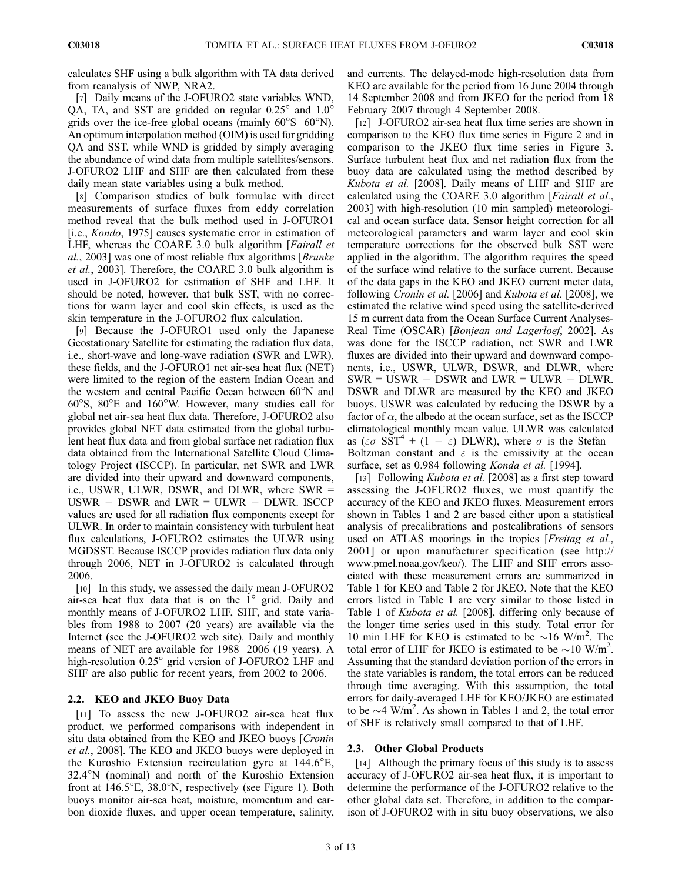calculates SHF using a bulk algorithm with TA data derived from reanalysis of NWP, NRA2.

[7] Daily means of the J-OFURO2 state variables WND, QA, TA, and SST are gridded on regular 0.25° and 1.0° grids over the ice-free global oceans (mainly 60°S–60°N). An optimum interpolation method (OIM) is used for gridding QA and SST, while WND is gridded by simply averaging the abundance of wind data from multiple satellites/sensors. J-OFURO2 LHF and SHF are then calculated from these daily mean state variables using a bulk method.

[8] Comparison studies of bulk formulae with direct measurements of surface fluxes from eddy correlation method reveal that the bulk method used in J-OFURO1 [i.e., *Kondo*, 1975] causes systematic error in estimation of LHF, whereas the COARE 3.0 bulk algorithm [*Fairall et al.*, 2003] was one of most reliable flux algorithms [*Brunke et al.*, 2003]. Therefore, the COARE 3.0 bulk algorithm is used in J-OFURO2 for estimation of SHF and LHF. It should be noted, however, that bulk SST, with no corrections for warm layer and cool skin effects, is used as the skin temperature in the J-OFURO2 flux calculation.

[9] Because the J-OFURO1 used only the Japanese Geostationary Satellite for estimating the radiation flux data, i.e., short-wave and long-wave radiation (SWR and LWR), these fields, and the J-OFURO1 net air-sea heat flux (NET) were limited to the region of the eastern Indian Ocean and the western and central Pacific Ocean between 60°N and 60°S, 80°E and 160°W. However, many studies call for global net air-sea heat flux data. Therefore, J-OFURO2 also provides global NET data estimated from the global turbulent heat flux data and from global surface net radiation flux data obtained from the International Satellite Cloud Climatology Project (ISCCP). In particular, net SWR and LWR are divided into their upward and downward components, i.e., USWR, ULWR, DSWR, and DLWR, where SWR = USWR − DSWR and LWR = ULWR − DLWR. ISCCP values are used for all radiation flux components except for ULWR. In order to maintain consistency with turbulent heat flux calculations, J-OFURO2 estimates the ULWR using MGDSST. Because ISCCP provides radiation flux data only through 2006, NET in J-OFURO2 is calculated through 2006.

[10] In this study, we assessed the daily mean J-OFURO2 air-sea heat flux data that is on the 1° grid. Daily and monthly means of J-OFURO2 LHF, SHF, and state variables from 1988 to 2007 (20 years) are available via the Internet (see the J-OFURO2 web site). Daily and monthly means of NET are available for 1988–2006 (19 years). A high-resolution 0.25° grid version of J-OFURO2 LHF and SHF are also public for recent years, from 2002 to 2006.

## 2.2. KEO and JKEO Buoy Data

[11] To assess the new J-OFURO2 air-sea heat flux product, we performed comparisons with independent in situ data obtained from the KEO and JKEO buoys [*Cronin et al.*, 2008]. The KEO and JKEO buoys were deployed in the Kuroshio Extension recirculation gyre at 144.6°E, 32.4°N (nominal) and north of the Kuroshio Extension front at 146.5°E, 38.0°N, respectively (see Figure 1). Both buoys monitor air-sea heat, moisture, momentum and carbon dioxide fluxes, and upper ocean temperature, salinity, and currents. The delayed-mode high-resolution data from KEO are available for the period from 16 June 2004 through 14 September 2008 and from JKEO for the period from 18 February 2007 through 4 September 2008.

[12] J-OFURO2 air-sea heat flux time series are shown in comparison to the KEO flux time series in Figure 2 and in comparison to the JKEO flux time series in Figure 3. Surface turbulent heat flux and net radiation flux from the buoy data are calculated using the method described by *Kubota et al.* [2008]. Daily means of LHF and SHF are calculated using the COARE 3.0 algorithm [*Fairall et al.*, 2003] with high-resolution (10 min sampled) meteorological and ocean surface data. Sensor height correction for all meteorological parameters and warm layer and cool skin temperature corrections for the observed bulk SST were applied in the algorithm. The algorithm requires the speed of the surface wind relative to the surface current. Because of the data gaps in the KEO and JKEO current meter data, following *Cronin et al.* [2006] and *Kubota et al.* [2008], we estimated the relative wind speed using the satellite-derived 15 m current data from the Ocean Surface Current Analyses-Real Time (OSCAR) [*Bonjean and Lagerloef*, 2002]. As was done for the ISCCP radiation, net SWR and LWR fluxes are divided into their upward and downward components, i.e., USWR, ULWR, DSWR, and DLWR, where SWR = USWR − DSWR and LWR = ULWR − DLWR. DSWR and DLWR are measured by the KEO and JKEO buoys. USWR was calculated by reducing the DSWR by a factor of $\alpha$, the albedo at the ocean surface, set as the ISCCP climatological monthly mean value. ULWR was calculated as ($\varepsilon\sigma\ \mathrm{SST}^4 + (1 - \varepsilon)$ DLWR), where $\sigma$ is the Stefan–Boltzman constant and $\varepsilon$ is the emissivity at the ocean surface, set as 0.984 following *Konda et al.* [1994].

[13] Following *Kubota et al.* [2008] as a first step toward assessing the J-OFURO2 fluxes, we must quantify the accuracy of the KEO and JKEO fluxes. Measurement errors shown in Tables 1 and 2 are based either upon a statistical analysis of precalibrations and postcalibrations of sensors used on ATLAS moorings in the tropics [*Freitag et al.*, 2001] or upon manufacturer specification (see http://www.pmel.noaa.gov/keo/). The LHF and SHF errors associated with these measurement errors are summarized in Table 1 for KEO and Table 2 for JKEO. Note that the KEO errors listed in Table 1 are very similar to those listed in Table 1 of *Kubota et al.* [2008], differing only because of the longer time series used in this study. Total error for 10 min LHF for KEO is estimated to be ~16 W/m$^2$. The total error of LHF for JKEO is estimated to be ~10 W/m$^2$. Assuming that the standard deviation portion of the errors in the state variables is random, the total errors can be reduced through time averaging. With this assumption, the total errors for daily-averaged LHF for KEO/JKEO are estimated to be ~4 W/m$^2$. As shown in Tables 1 and 2, the total error of SHF is relatively small compared to that of LHF.

## 2.3. Other Global Products

[14] Although the primary focus of this study is to assess accuracy of J-OFURO2 air-sea heat flux, it is important to determine the performance of the J-OFURO2 relative to the other global data set. Therefore, in addition to the comparison of J-OFURO2 with in situ buoy observations, we also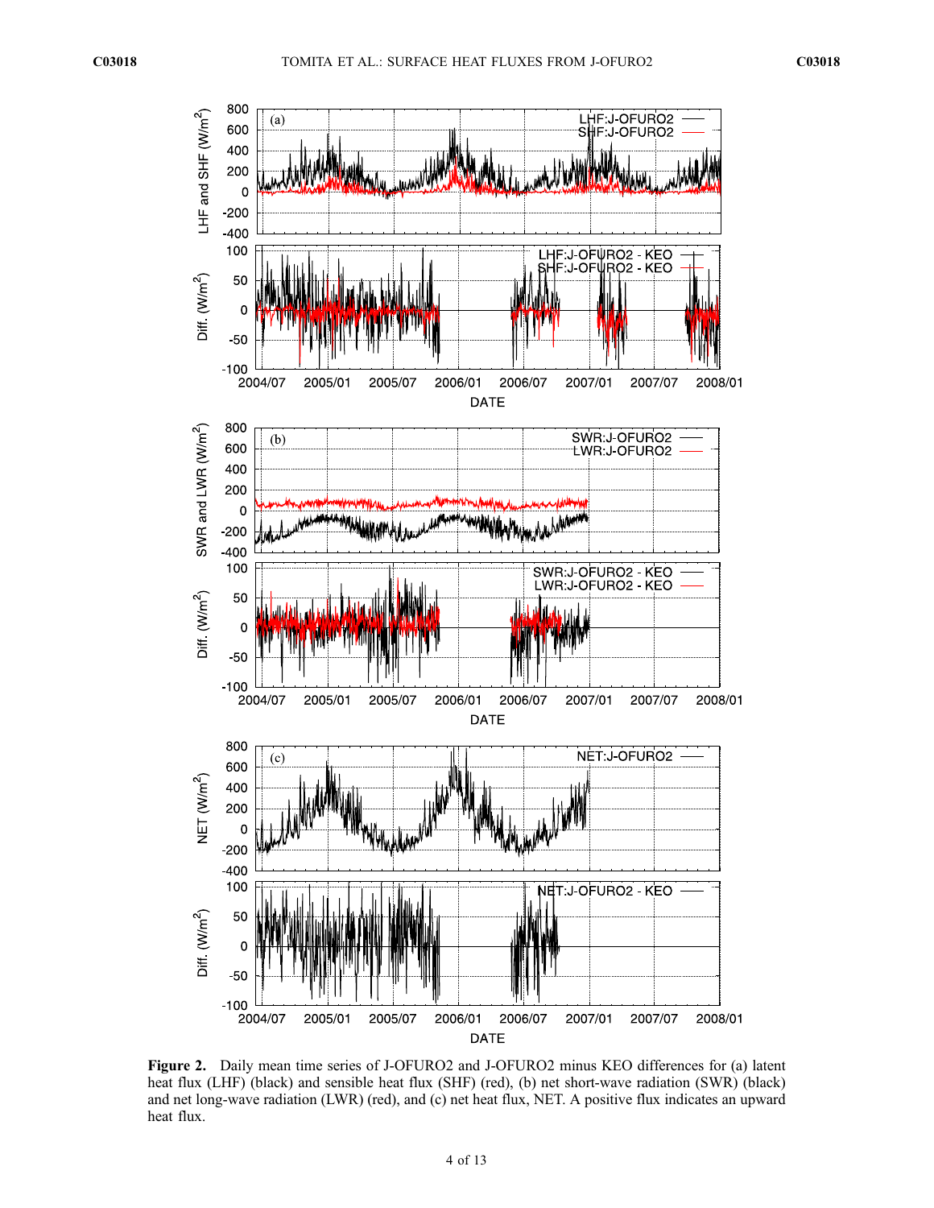**Figure 2.** Daily mean time series of J-OFURO2 and J-OFURO2 minus KEO differences for (a) latent heat flux (LHF) (black) and sensible heat flux (SHF) (red), (b) net short-wave radiation (SWR) (black) and net long-wave radiation (LWR) (red), and (c) net heat flux, NET. A positive flux indicates an upward heat flux.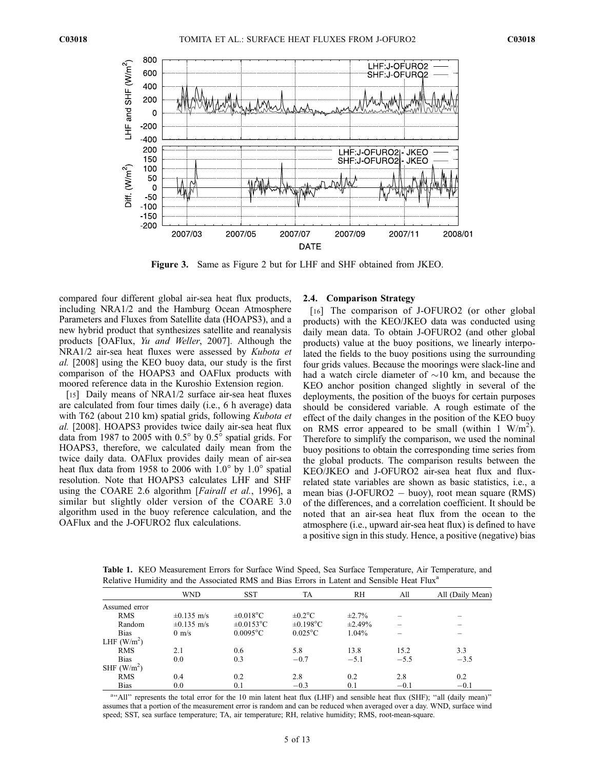**Figure 3.** Same as Figure 2 but for LHF and SHF obtained from JKEO.

compared four different global air-sea heat flux products, including NRA1/2 and the Hamburg Ocean Atmosphere Parameters and Fluxes from Satellite data (HOAPS3), and a new hybrid product that synthesizes satellite and reanalysis products [OAFlux, *Yu and Weller*, 2007]. Although the NRA1/2 air-sea heat fluxes were assessed by *Kubota et al.* [2008] using the KEO buoy data, our study is the first comparison of the HOAPS3 and OAFlux products with moored reference data in the Kuroshio Extension region.

[15] Daily means of NRA1/2 surface air-sea heat fluxes are calculated from four times daily (i.e., 6 h average) data with T62 (about 210 km) spatial grids, following *Kubota et al.* [2008]. HOAPS3 provides twice daily air-sea heat flux data from 1987 to 2005 with 0.5° by 0.5° spatial grids. For HOAPS3, therefore, we calculated daily mean from the twice daily data. OAFlux provides daily mean of air-sea heat flux data from 1958 to 2006 with 1.0° by 1.0° spatial resolution. Note that HOAPS3 calculates LHF and SHF using the COARE 2.6 algorithm [*Fairall et al.*, 1996], a similar but slightly older version of the COARE 3.0 algorithm used in the buoy reference calculation, and the OAFlux and the J-OFURO2 flux calculations.

### 2.4. Comparison Strategy

[16] The comparison of J-OFURO2 (or other global products) with the KEO/JKEO data was conducted using daily mean data. To obtain J-OFURO2 (and other global products) value at the buoy positions, we linearly interpolated the fields to the buoy positions using the surrounding four grids values. Because the moorings were slack-line and had a watch circle diameter of ~10 km, and because the KEO anchor position changed slightly in several of the deployments, the position of the buoys for certain purposes should be considered variable. A rough estimate of the effect of the daily changes in the position of the KEO buoy on RMS error appeared to be small (within 1 W/m$^2$). Therefore to simplify the comparison, we used the nominal buoy positions to obtain the corresponding time series from the global products. The comparison results between the KEO/JKEO and J-OFURO2 air-sea heat flux and flux-related state variables are shown as basic statistics, i.e., a mean bias (J-OFURO2 − buoy), root mean square (RMS) of the differences, and a correlation coefficient. It should be noted that an air-sea heat flux from the ocean to the atmosphere (i.e., upward air-sea heat flux) is defined to have a positive sign in this study. Hence, a positive (negative) bias

**Table 1.** KEO Measurement Errors for Surface Wind Speed, Sea Surface Temperature, Air Temperature, and Relative Humidity and the Associated RMS and Bias Errors in Latent and Sensible Heat Flux[a]

| | WND | SST | TA | RH | All | All (Daily Mean) |
|---|---|---|---|---|---|---|
| Assumed error | | | | | | |
| RMS | ±0.135 m/s | ±0.018°C | ±0.2°C | ±2.7% | – | – |
| Random | ±0.135 m/s | ±0.0153°C | ±0.198°C | ±2.49% | – | – |
| Bias | 0 m/s | 0.0095°C | 0.025°C | 1.04% | – | – |
| LHF (W/m$^2$) | | | | | | |
| RMS | 2.1 | 0.6 | 5.8 | 13.8 | 15.2 | 3.3 |
| Bias | 0.0 | 0.3 | −0.7 | −5.1 | −5.5 | −3.5 |
| SHF (W/m$^2$) | | | | | | |
| RMS | 0.4 | 0.2 | 2.8 | 0.2 | 2.8 | 0.2 |
| Bias | 0.0 | 0.1 | −0.3 | 0.1 | −0.1 | −0.1 |

[a]"All" represents the total error for the 10 min latent heat flux (LHF) and sensible heat flux (SHF); "all (daily mean)" assumes that a portion of the measurement error is random and can be reduced when averaged over a day. WND, surface wind speed; SST, sea surface temperature; TA, air temperature; RH, relative humidity; RMS, root-mean-square.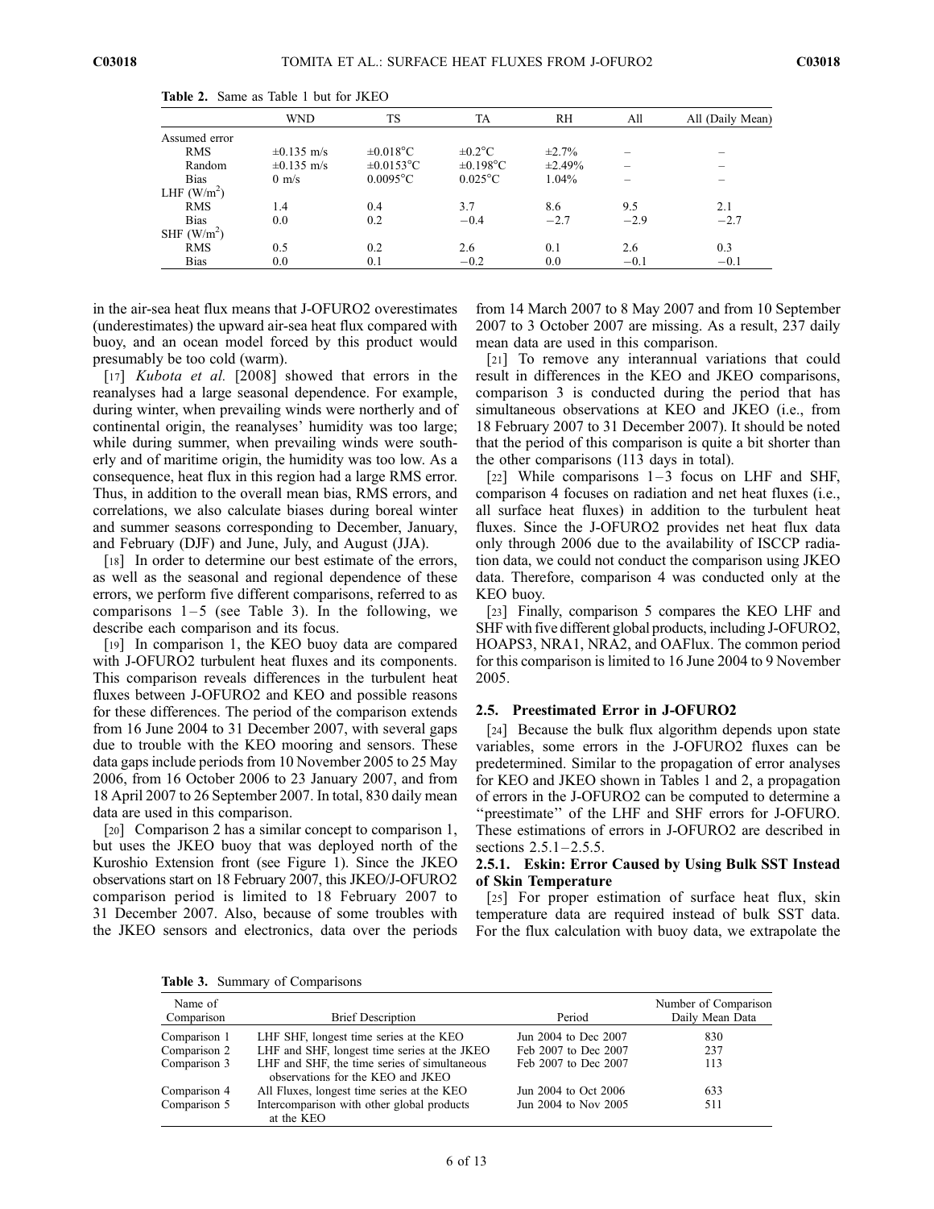**Table 2.** Same as Table 1 but for JKEO

| | WND | TS | TA | RH | All | All (Daily Mean) |
|---|---|---|---|---|---|---|
| Assumed error | | | | | | |
| RMS | ±0.135 m/s | ±0.018°C | ±0.2°C | ±2.7% | – | – |
| Random | ±0.135 m/s | ±0.0153°C | ±0.198°C | ±2.49% | – | – |
| Bias | 0 m/s | 0.0095°C | 0.025°C | 1.04% | – | – |
| LHF (W/m$^2$) | | | | | | |
| RMS | 1.4 | 0.4 | 3.7 | 8.6 | 9.5 | 2.1 |
| Bias | 0.0 | 0.2 | −0.4 | −2.7 | −2.9 | −2.7 |
| SHF (W/m$^2$) | | | | | | |
| RMS | 0.5 | 0.2 | 2.6 | 0.1 | 2.6 | 0.3 |
| Bias | 0.0 | 0.1 | −0.2 | 0.0 | −0.1 | −0.1 |

in the air-sea heat flux means that J-OFURO2 overestimates (underestimates) the upward air-sea heat flux compared with buoy, and an ocean model forced by this product would presumably be too cold (warm).

[17] *Kubota et al.* [2008] showed that errors in the reanalyses had a large seasonal dependence. For example, during winter, when prevailing winds were northerly and of continental origin, the reanalyses' humidity was too large; while during summer, when prevailing winds were southerly and of maritime origin, the humidity was too low. As a consequence, heat flux in this region had a large RMS error. Thus, in addition to the overall mean bias, RMS errors, and correlations, we also calculate biases during boreal winter and summer seasons corresponding to December, January, and February (DJF) and June, July, and August (JJA).

[18] In order to determine our best estimate of the errors, as well as the seasonal and regional dependence of these errors, we perform five different comparisons, referred to as comparisons 1–5 (see Table 3). In the following, we describe each comparison and its focus.

[19] In comparison 1, the KEO buoy data are compared with J-OFURO2 turbulent heat fluxes and its components. This comparison reveals differences in the turbulent heat fluxes between J-OFURO2 and KEO and possible reasons for these differences. The period of the comparison extends from 16 June 2004 to 31 December 2007, with several gaps due to trouble with the KEO mooring and sensors. These data gaps include periods from 10 November 2005 to 25 May 2006, from 16 October 2006 to 23 January 2007, and from 18 April 2007 to 26 September 2007. In total, 830 daily mean data are used in this comparison.

[20] Comparison 2 has a similar concept to comparison 1, but uses the JKEO buoy that was deployed north of the Kuroshio Extension front (see Figure 1). Since the JKEO observations start on 18 February 2007, this JKEO/J-OFURO2 comparison period is limited to 18 February 2007 to 31 December 2007. Also, because of some troubles with the JKEO sensors and electronics, data over the periods from 14 March 2007 to 8 May 2007 and from 10 September 2007 to 3 October 2007 are missing. As a result, 237 daily mean data are used in this comparison.

[21] To remove any interannual variations that could result in differences in the KEO and JKEO comparisons, comparison 3 is conducted during the period that has simultaneous observations at KEO and JKEO (i.e., from 18 February 2007 to 31 December 2007). It should be noted that the period of this comparison is quite a bit shorter than the other comparisons (113 days in total).

[22] While comparisons 1–3 focus on LHF and SHF, comparison 4 focuses on radiation and net heat fluxes (i.e., all surface heat fluxes) in addition to the turbulent heat fluxes. Since the J-OFURO2 provides net heat flux data only through 2006 due to the availability of ISCCP radiation data, we could not conduct the comparison using JKEO data. Therefore, comparison 4 was conducted only at the KEO buoy.

[23] Finally, comparison 5 compares the KEO LHF and SHF with five different global products, including J-OFURO2, HOAPS3, NRA1, NRA2, and OAFlux. The common period for this comparison is limited to 16 June 2004 to 9 November 2005.

### 2.5. Preestimated Error in J-OFURO2

[24] Because the bulk flux algorithm depends upon state variables, some errors in the J-OFURO2 fluxes can be predetermined. Similar to the propagation of error analyses for KEO and JKEO shown in Tables 1 and 2, a propagation of errors in the J-OFURO2 can be computed to determine a "preestimate" of the LHF and SHF errors for J-OFURO. These estimations of errors in J-OFURO2 are described in sections 2.5.1–2.5.5.

#### 2.5.1. Eskin: Error Caused by Using Bulk SST Instead of Skin Temperature

[25] For proper estimation of surface heat flux, skin temperature data are required instead of bulk SST data. For the flux calculation with buoy data, we extrapolate the

**Table 3.** Summary of Comparisons

| Name of Comparison | Brief Description | Period | Number of Comparison Daily Mean Data |
|---|---|---|---|
| Comparison 1 | LHF SHF, longest time series at the KEO | Jun 2004 to Dec 2007 | 830 |
| Comparison 2 | LHF and SHF, longest time series at the JKEO | Feb 2007 to Dec 2007 | 237 |
| Comparison 3 | LHF and SHF, the time series of simultaneous observations for the KEO and JKEO | Feb 2007 to Dec 2007 | 113 |
| Comparison 4 | All Fluxes, longest time series at the KEO | Jun 2004 to Oct 2006 | 633 |
| Comparison 5 | Intercomparison with other global products at the KEO | Jun 2004 to Nov 2005 | 511 |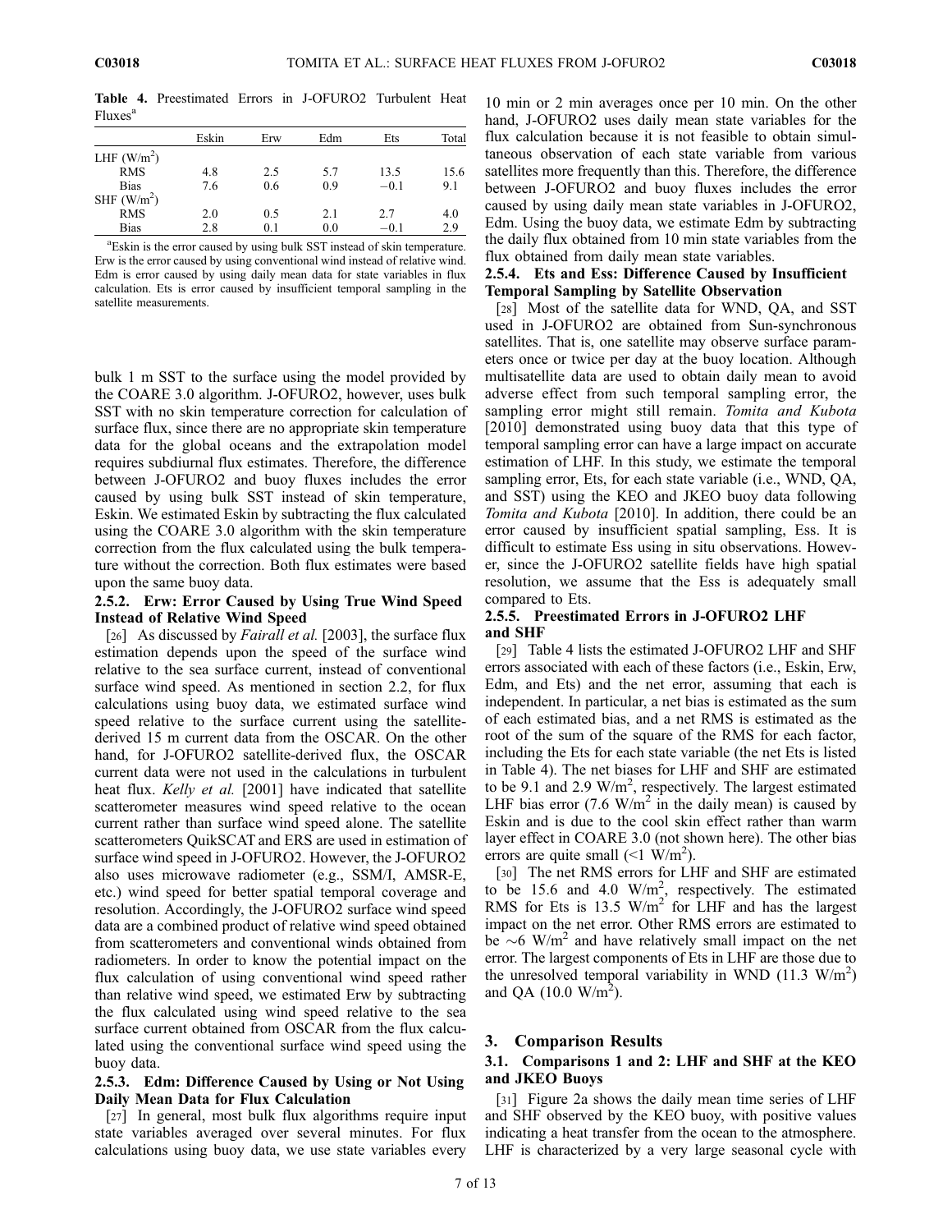**Table 4.** Preestimated Errors in J-OFURO2 Turbulent Heat Fluxes[a]

| | Eskin | Erw | Edm | Ets | Total |
|---|---|---|---|---|---|
| LHF ($W/m^2$) | | | | | |
| RMS | 4.8 | 2.5 | 5.7 | 13.5 | 15.6 |
| Bias | 7.6 | 0.6 | 0.9 | −0.1 | 9.1 |
| SHF ($W/m^2$) | | | | | |
| RMS | 2.0 | 0.5 | 2.1 | 2.7 | 4.0 |
| Bias | 2.8 | 0.1 | 0.0 | −0.1 | 2.9 |

[a]Eskin is the error caused by using bulk SST instead of skin temperature. Erw is the error caused by using conventional wind instead of relative wind. Edm is error caused by using daily mean data for state variables in flux calculation. Ets is error caused by insufficient temporal sampling in the satellite measurements.

bulk 1 m SST to the surface using the model provided by the COARE 3.0 algorithm. J-OFURO2, however, uses bulk SST with no skin temperature correction for calculation of surface flux, since there are no appropriate skin temperature data for the global oceans and the extrapolation model requires subdiurnal flux estimates. Therefore, the difference between J-OFURO2 and buoy fluxes includes the error caused by using bulk SST instead of skin temperature, Eskin. We estimated Eskin by subtracting the flux calculated using the COARE 3.0 algorithm with the skin temperature correction from the flux calculated using the bulk temperature without the correction. Both flux estimates were based upon the same buoy data.

#### 2.5.2. Erw: Error Caused by Using True Wind Speed Instead of Relative Wind Speed

[26] As discussed by *Fairall et al.* [2003], the surface flux estimation depends upon the speed of the surface wind relative to the sea surface current, instead of conventional surface wind speed. As mentioned in section 2.2, for flux calculations using buoy data, we estimated surface wind speed relative to the surface current using the satellite-derived 15 m current data from the OSCAR. On the other hand, for J-OFURO2 satellite-derived flux, the OSCAR current data were not used in the calculations in turbulent heat flux. *Kelly et al.* [2001] have indicated that satellite scatterometer measures wind speed relative to the ocean current rather than surface wind speed alone. The satellite scatterometers QuikSCAT and ERS are used in estimation of surface wind speed in J-OFURO2. However, the J-OFURO2 also uses microwave radiometer (e.g., SSM/I, AMSR-E, etc.) wind speed for better spatial temporal coverage and resolution. Accordingly, the J-OFURO2 surface wind speed data are a combined product of relative wind speed obtained from scatterometers and conventional winds obtained from radiometers. In order to know the potential impact on the flux calculation of using conventional wind speed rather than relative wind speed, we estimated Erw by subtracting the flux calculated using wind speed relative to the sea surface current obtained from OSCAR from the flux calculated using the conventional surface wind speed using the buoy data.

#### 2.5.3. Edm: Difference Caused by Using or Not Using Daily Mean Data for Flux Calculation

[27] In general, most bulk flux algorithms require input state variables averaged over several minutes. For flux calculations using buoy data, we use state variables every 10 min or 2 min averages once per 10 min. On the other hand, J-OFURO2 uses daily mean state variables for the flux calculation because it is not feasible to obtain simultaneous observation of each state variable from various satellites more frequently than this. Therefore, the difference between J-OFURO2 and buoy fluxes includes the error caused by using daily mean state variables in J-OFURO2, Edm. Using the buoy data, we estimate Edm by subtracting the daily flux obtained from 10 min state variables from the flux obtained from daily mean state variables.

#### 2.5.4. Ets and Ess: Difference Caused by Insufficient Temporal Sampling by Satellite Observation

[28] Most of the satellite data for WND, QA, and SST used in J-OFURO2 are obtained from Sun-synchronous satellites. That is, one satellite may observe surface parameters once or twice per day at the buoy location. Although multisatellite data are used to obtain daily mean to avoid adverse effect from such temporal sampling error, the sampling error might still remain. *Tomita and Kubota* [2010] demonstrated using buoy data that this type of temporal sampling error can have a large impact on accurate estimation of LHF. In this study, we estimate the temporal sampling error, Ets, for each state variable (i.e., WND, QA, and SST) using the KEO and JKEO buoy data following *Tomita and Kubota* [2010]. In addition, there could be an error caused by insufficient spatial sampling, Ess. It is difficult to estimate Ess using in situ observations. However, since the J-OFURO2 satellite fields have high spatial resolution, we assume that the Ess is adequately small compared to Ets.

#### 2.5.5. Preestimated Errors in J-OFURO2 LHF and SHF

[29] Table 4 lists the estimated J-OFURO2 LHF and SHF errors associated with each of these factors (i.e., Eskin, Erw, Edm, and Ets) and the net error, assuming that each is independent. In particular, a net bias is estimated as the sum of each estimated bias, and a net RMS is estimated as the root of the sum of the square of the RMS for each factor, including the Ets for each state variable (the net Ets is listed in Table 4). The net biases for LHF and SHF are estimated to be 9.1 and 2.9 $W/m^2$, respectively. The largest estimated LHF bias error (7.6 $W/m^2$ in the daily mean) is caused by Eskin and is due to the cool skin effect rather than warm layer effect in COARE 3.0 (not shown here). The other bias errors are quite small (<1 $W/m^2$).

[30] The net RMS errors for LHF and SHF are estimated to be 15.6 and 4.0 $W/m^2$, respectively. The estimated RMS for Ets is 13.5 $W/m^2$ for LHF and has the largest impact on the net error. Other RMS errors are estimated to be ~6 $W/m^2$ and have relatively small impact on the net error. The largest components of Ets in LHF are those due to the unresolved temporal variability in WND (11.3 $W/m^2$) and QA (10.0 $W/m^2$).

## 3. Comparison Results

### 3.1. Comparisons 1 and 2: LHF and SHF at the KEO and JKEO Buoys

[31] Figure 2a shows the daily mean time series of LHF and SHF observed by the KEO buoy, with positive values indicating a heat transfer from the ocean to the atmosphere. LHF is characterized by a very large seasonal cycle with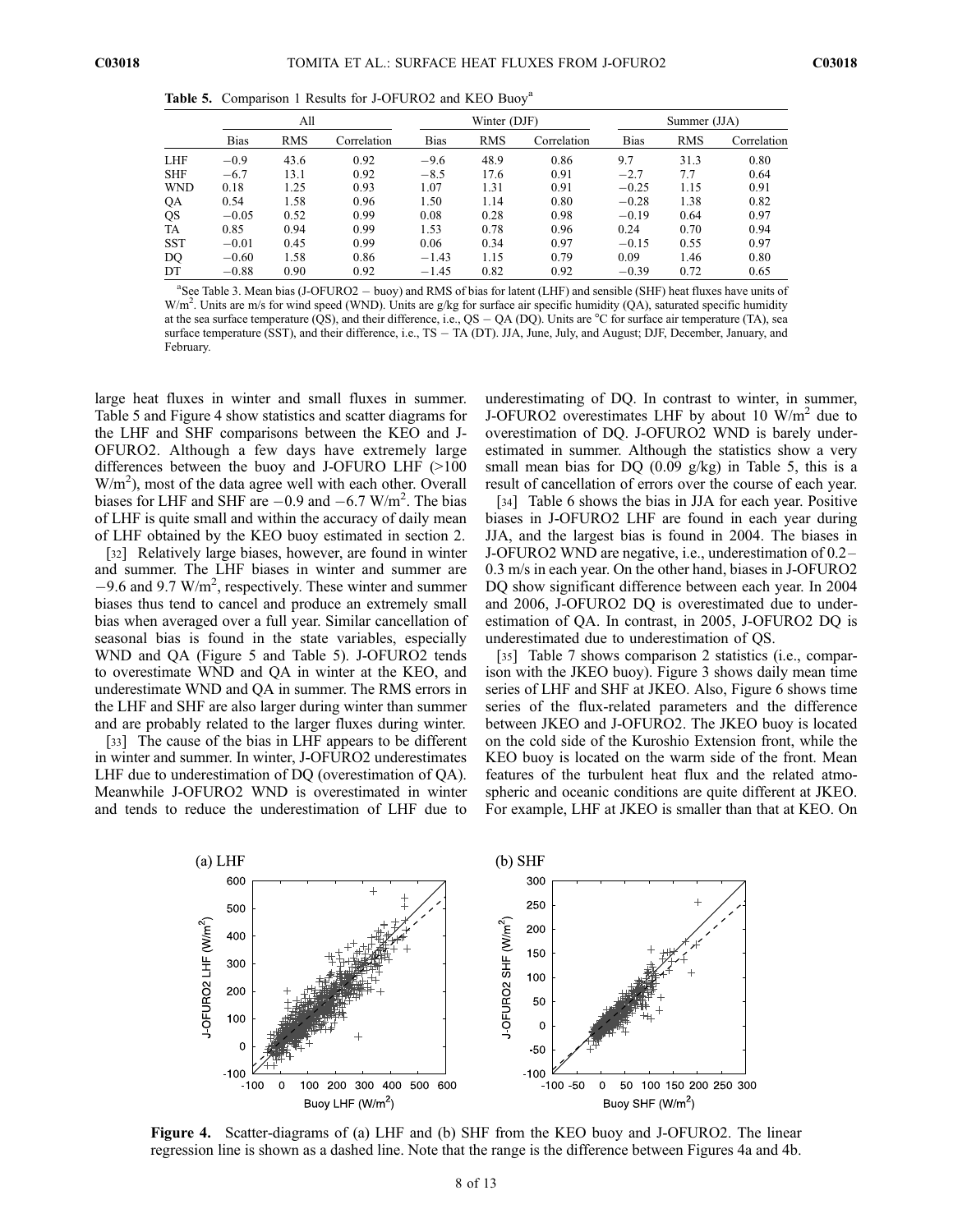**Table 5.** Comparison 1 Results for J-OFURO2 and KEO Buoy[a]

| | All | | | Winter (DJF) | | | Summer (JJA) | | |
|---|---|---|---|---|---|---|---|---|---|
| | Bias | RMS | Correlation | Bias | RMS | Correlation | Bias | RMS | Correlation |
| LHF | −0.9 | 43.6 | 0.92 | −9.6 | 48.9 | 0.86 | 9.7 | 31.3 | 0.80 |
| SHF | −6.7 | 13.1 | 0.92 | −8.5 | 17.6 | 0.91 | −2.7 | 7.7 | 0.64 |
| WND | 0.18 | 1.25 | 0.93 | 1.07 | 1.31 | 0.91 | −0.25 | 1.15 | 0.91 |
| QA | 0.54 | 1.58 | 0.96 | 1.50 | 1.14 | 0.80 | −0.28 | 1.38 | 0.82 |
| QS | −0.05 | 0.52 | 0.99 | 0.08 | 0.28 | 0.98 | −0.19 | 0.64 | 0.97 |
| TA | 0.85 | 0.94 | 0.99 | 1.53 | 0.78 | 0.96 | 0.24 | 0.70 | 0.94 |
| SST | −0.01 | 0.45 | 0.99 | 0.06 | 0.34 | 0.97 | −0.15 | 0.55 | 0.97 |
| DQ | −0.60 | 1.58 | 0.86 | −1.43 | 1.15 | 0.79 | 0.09 | 1.46 | 0.80 |
| DT | −0.88 | 0.90 | 0.92 | −1.45 | 0.82 | 0.92 | −0.39 | 0.72 | 0.65 |

[a]See Table 3. Mean bias (J-OFURO2 − buoy) and RMS of bias for latent (LHF) and sensible (SHF) heat fluxes have units of W/m$^2$. Units are m/s for wind speed (WND). Units are g/kg for surface air specific humidity (QA), saturated specific humidity at the sea surface temperature (QS), and their difference, i.e., QS − QA (DQ). Units are °C for surface air temperature (TA), sea surface temperature (SST), and their difference, i.e., TS − TA (DT). JJA, June, July, and August; DJF, December, January, and February.

large heat fluxes in winter and small fluxes in summer. Table 5 and Figure 4 show statistics and scatter diagrams for the LHF and SHF comparisons between the KEO and J-OFURO2. Although a few days have extremely large differences between the buoy and J-OFURO LHF (>100 W/m$^2$), most of the data agree well with each other. Overall biases for LHF and SHF are −0.9 and −6.7 W/m$^2$. The bias of LHF is quite small and within the accuracy of daily mean of LHF obtained by the KEO buoy estimated in section 2.

[32] Relatively large biases, however, are found in winter and summer. The LHF biases in winter and summer are −9.6 and 9.7 W/m$^2$, respectively. These winter and summer biases thus tend to cancel and produce an extremely small bias when averaged over a full year. Similar cancellation of seasonal bias is found in the state variables, especially WND and QA (Figure 5 and Table 5). J-OFURO2 tends to overestimate WND and QA in winter at the KEO, and underestimate WND and QA in summer. The RMS errors in the LHF and SHF are also larger during winter than summer and are probably related to the larger fluxes during winter.

[33] The cause of the bias in LHF appears to be different in winter and summer. In winter, J-OFURO2 underestimates LHF due to underestimation of DQ (overestimation of QA). Meanwhile J-OFURO2 WND is overestimated in winter and tends to reduce the underestimation of LHF due to underestimating of DQ. In contrast to winter, in summer, J-OFURO2 overestimates LHF by about 10 W/m$^2$ due to overestimation of DQ. J-OFURO2 WND is barely underestimated in summer. Although the statistics show a very small mean bias for DQ (0.09 g/kg) in Table 5, this is a result of cancellation of errors over the course of each year.

[34] Table 6 shows the bias in JJA for each year. Positive biases in J-OFURO2 LHF are found in each year during JJA, and the largest bias is found in 2004. The biases in J-OFURO2 WND are negative, i.e., underestimation of 0.2–0.3 m/s in each year. On the other hand, biases in J-OFURO2 DQ show significant difference between each year. In 2004 and 2006, J-OFURO2 DQ is overestimated due to underestimation of QA. In contrast, in 2005, J-OFURO2 DQ is underestimated due to underestimation of QS.

[35] Table 7 shows comparison 2 statistics (i.e., comparison with the JKEO buoy). Figure 3 shows daily mean time series of LHF and SHF at JKEO. Also, Figure 6 shows time series of the flux-related parameters and the difference between JKEO and J-OFURO2. The JKEO buoy is located on the cold side of the Kuroshio Extension front, while the KEO buoy is located on the warm side of the front. Mean features of the turbulent heat flux and the related atmospheric and oceanic conditions are quite different at JKEO. For example, LHF at JKEO is smaller than that at KEO. On

**Figure 4.** Scatter-diagrams of (a) LHF and (b) SHF from the KEO buoy and J-OFURO2. The linear regression line is shown as a dashed line. Note that the range is the difference between Figures 4a and 4b.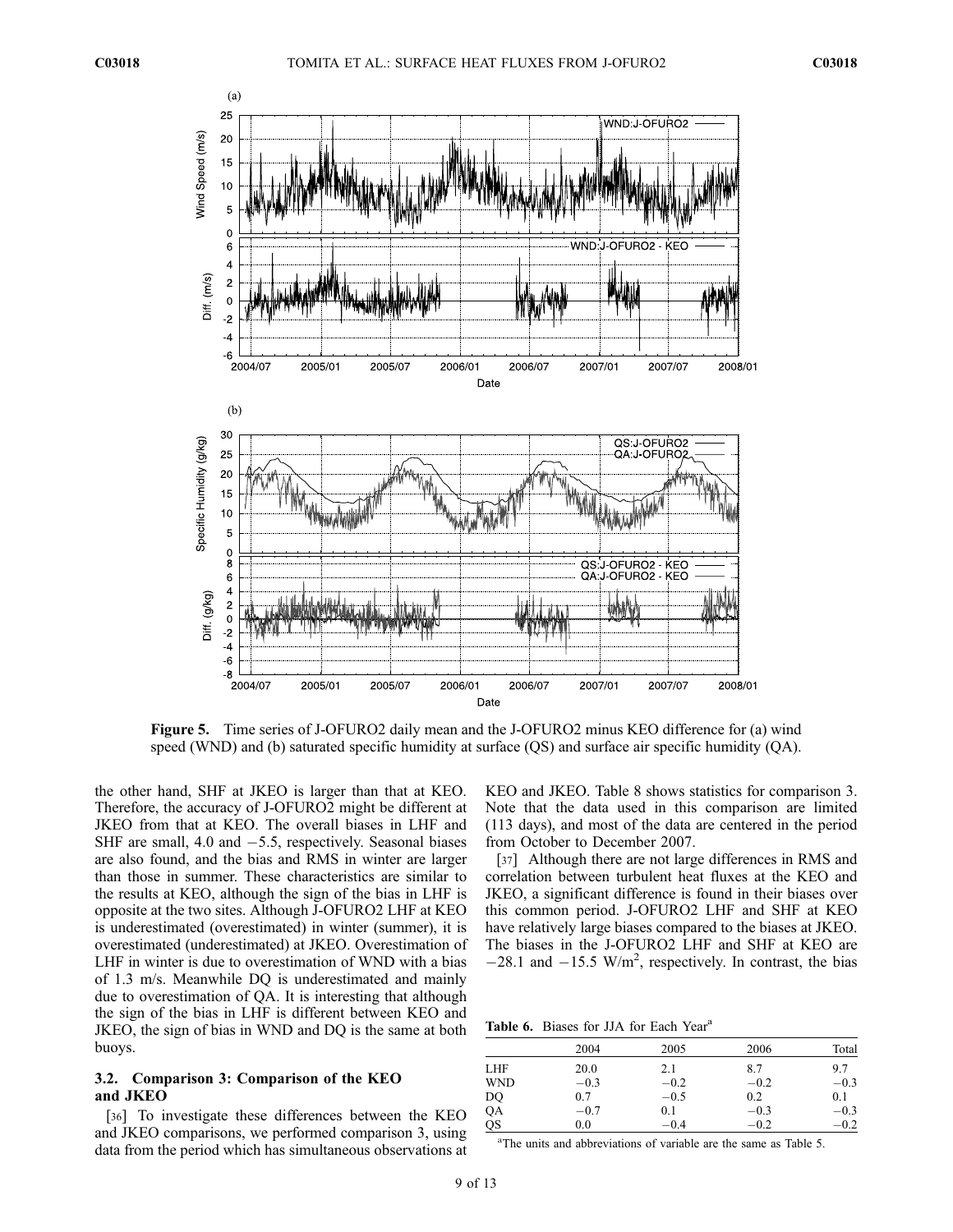Figure 5. Time series of J-OFURO2 daily mean and the J-OFURO2 minus KEO difference for (a) wind speed (WND) and (b) saturated specific humidity at surface (QS) and surface air specific humidity (QA).

the other hand, SHF at JKEO is larger than that at KEO. Therefore, the accuracy of J-OFURO2 might be different at JKEO from that at KEO. The overall biases in LHF and SHF are small, 4.0 and −5.5, respectively. Seasonal biases are also found, and the bias and RMS in winter are larger than those in summer. These characteristics are similar to the results at KEO, although the sign of the bias in LHF is opposite at the two sites. Although J-OFURO2 LHF at KEO is underestimated (overestimated) in winter (summer), it is overestimated (underestimated) at JKEO. Overestimation of LHF in winter is due to overestimation of WND with a bias of 1.3 m/s. Meanwhile DQ is underestimated and mainly due to overestimation of QA. It is interesting that although the sign of the bias in LHF is different between KEO and JKEO, the sign of bias in WND and DQ is the same at both buoys.

### 3.2. Comparison 3: Comparison of the KEO and JKEO

[36] To investigate these differences between the KEO and JKEO comparisons, we performed comparison 3, using data from the period which has simultaneous observations at KEO and JKEO. Table 8 shows statistics for comparison 3. Note that the data used in this comparison are limited (113 days), and most of the data are centered in the period from October to December 2007.

[37] Although there are not large differences in RMS and correlation between turbulent heat fluxes at the KEO and JKEO, a significant difference is found in their biases over this common period. J-OFURO2 LHF and SHF at KEO have relatively large biases compared to the biases at JKEO. The biases in the J-OFURO2 LHF and SHF at KEO are −28.1 and −15.5 W/m$^2$, respectively. In contrast, the bias

**Table 6.** Biases for JJA for Each Year[a]

| | 2004 | 2005 | 2006 | Total |
|---|---|---|---|---|
| LHF | 20.0 | 2.1 | 8.7 | 9.7 |
| WND | −0.3 | −0.2 | −0.2 | −0.3 |
| DQ | 0.7 | −0.5 | 0.2 | 0.1 |
| QA | −0.7 | 0.1 | −0.3 | −0.3 |
| QS | 0.0 | −0.4 | −0.2 | −0.2 |

[a]The units and abbreviations of variable are the same as Table 5.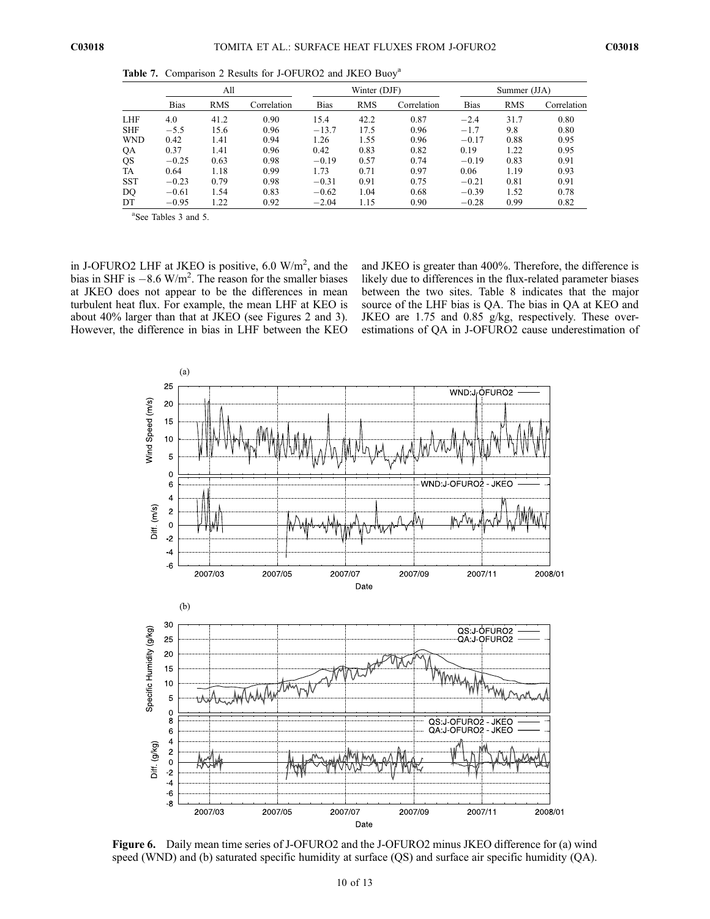**Table 7.** Comparison 2 Results for J-OFURO2 and JKEO Buoy[a]

| | All | | | Winter (DJF) | | | Summer (JJA) | | |
|---|---|---|---|---|---|---|---|---|---|
| | Bias | RMS | Correlation | Bias | RMS | Correlation | Bias | RMS | Correlation |
| LHF | 4.0 | 41.2 | 0.90 | 15.4 | 42.2 | 0.87 | −2.4 | 31.7 | 0.80 |
| SHF | −5.5 | 15.6 | 0.96 | −13.7 | 17.5 | 0.96 | −1.7 | 9.8 | 0.80 |
| WND | 0.42 | 1.41 | 0.94 | 1.26 | 1.55 | 0.96 | −0.17 | 0.88 | 0.95 |
| QA | 0.37 | 1.41 | 0.96 | 0.42 | 0.83 | 0.82 | 0.19 | 1.22 | 0.95 |
| QS | −0.25 | 0.63 | 0.98 | −0.19 | 0.57 | 0.74 | −0.19 | 0.83 | 0.91 |
| TA | 0.64 | 1.18 | 0.99 | 1.73 | 0.71 | 0.97 | 0.06 | 1.19 | 0.93 |
| SST | −0.23 | 0.79 | 0.98 | −0.31 | 0.91 | 0.75 | −0.21 | 0.81 | 0.91 |
| DQ | −0.61 | 1.54 | 0.83 | −0.62 | 1.04 | 0.68 | −0.39 | 1.52 | 0.78 |
| DT | −0.95 | 1.22 | 0.92 | −2.04 | 1.15 | 0.90 | −0.28 | 0.99 | 0.82 |

[a]See Tables 3 and 5.

in J-OFURO2 LHF at JKEO is positive, 6.0 W/m$^2$, and the bias in SHF is −8.6 W/m$^2$. The reason for the smaller biases at JKEO does not appear to be the differences in mean turbulent heat flux. For example, the mean LHF at KEO is about 40% larger than that at JKEO (see Figures 2 and 3). However, the difference in bias in LHF between the KEO and JKEO is greater than 400%. Therefore, the difference is likely due to differences in the flux-related parameter biases between the two sites. Table 8 indicates that the major source of the LHF bias is QA. The bias in QA at KEO and JKEO are 1.75 and 0.85 g/kg, respectively. These overestimations of QA in J-OFURO2 cause underestimation of

**Figure 6.** Daily mean time series of J-OFURO2 and the J-OFURO2 minus JKEO difference for (a) wind speed (WND) and (b) saturated specific humidity at surface (QS) and surface air specific humidity (QA).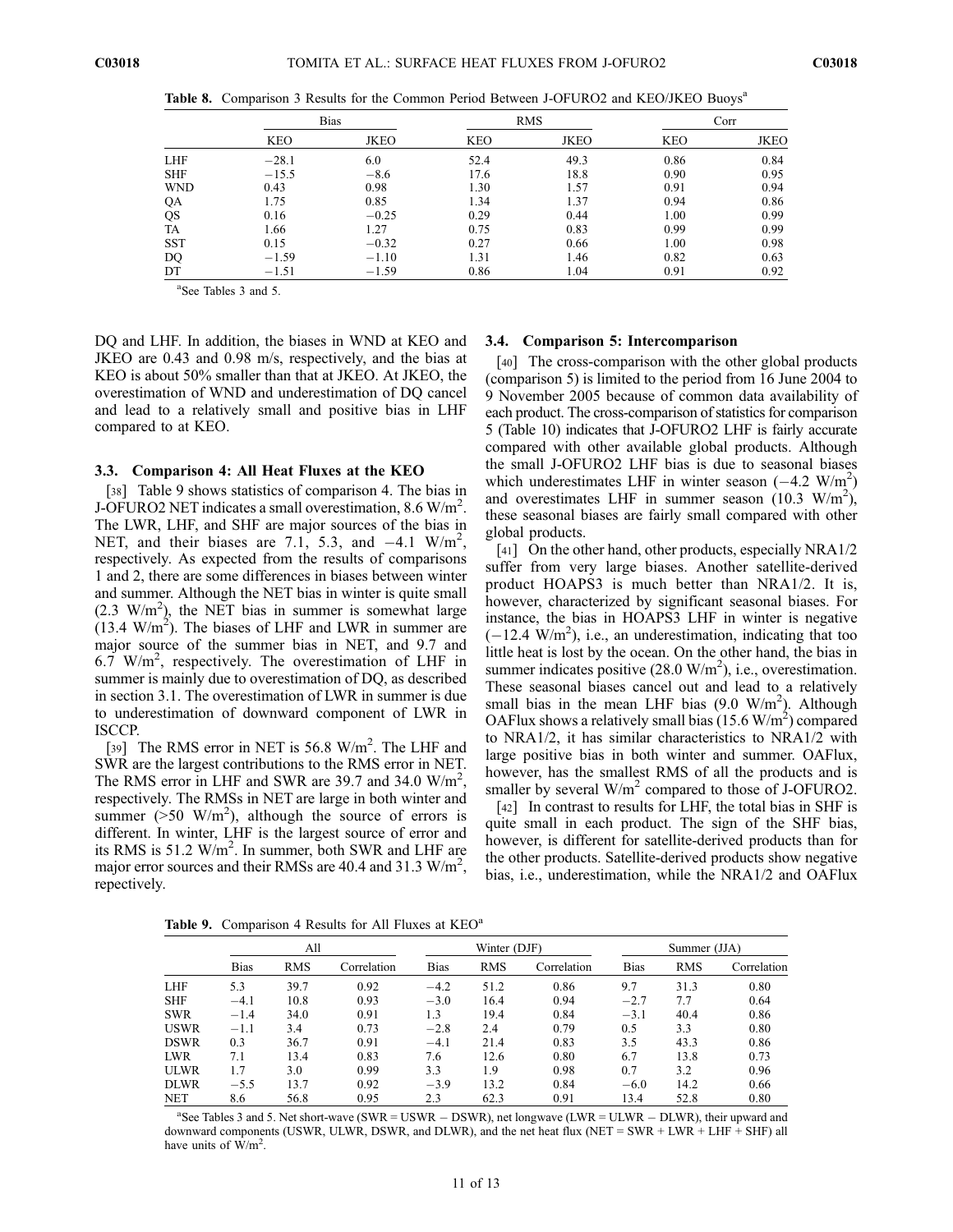**Table 8.** Comparison 3 Results for the Common Period Between J-OFURO2 and KEO/JKEO Buoys[a]

| | Bias | | RMS | | Corr | |
|---|---|---|---|---|---|---|
| | KEO | JKEO | KEO | JKEO | KEO | JKEO |
| LHF | −28.1 | 6.0 | 52.4 | 49.3 | 0.86 | 0.84 |
| SHF | −15.5 | −8.6 | 17.6 | 18.8 | 0.90 | 0.95 |
| WND | 0.43 | 0.98 | 1.30 | 1.57 | 0.91 | 0.94 |
| QA | 1.75 | 0.85 | 1.34 | 1.37 | 0.94 | 0.86 |
| QS | 0.16 | −0.25 | 0.29 | 0.44 | 1.00 | 0.99 |
| TA | 1.66 | 1.27 | 0.75 | 0.83 | 0.99 | 0.99 |
| SST | 0.15 | −0.32 | 0.27 | 0.66 | 1.00 | 0.98 |
| DQ | −1.59 | −1.10 | 1.31 | 1.46 | 0.82 | 0.63 |
| DT | −1.51 | −1.59 | 0.86 | 1.04 | 0.91 | 0.92 |

[a]See Tables 3 and 5.

DQ and LHF. In addition, the biases in WND at KEO and JKEO are 0.43 and 0.98 m/s, respectively, and the bias at KEO is about 50% smaller than that at JKEO. At JKEO, the overestimation of WND and underestimation of DQ cancel and lead to a relatively small and positive bias in LHF compared to at KEO.

### 3.3. Comparison 4: All Heat Fluxes at the KEO

[38] Table 9 shows statistics of comparison 4. The bias in J-OFURO2 NET indicates a small overestimation, 8.6 W/m$^2$. The LWR, LHF, and SHF are major sources of the bias in NET, and their biases are 7.1, 5.3, and −4.1 W/m$^2$, respectively. As expected from the results of comparisons 1 and 2, there are some differences in biases between winter and summer. Although the NET bias in winter is quite small (2.3 W/m$^2$), the NET bias in summer is somewhat large (13.4 W/m$^2$). The biases of LHF and LWR in summer are major source of the summer bias in NET, and 9.7 and 6.7 W/m$^2$, respectively. The overestimation of LHF in summer is mainly due to overestimation of DQ, as described in section 3.1. The overestimation of LWR in summer is due to underestimation of downward component of LWR in ISCCP.

[39] The RMS error in NET is 56.8 W/m$^2$. The LHF and SWR are the largest contributions to the RMS error in NET. The RMS error in LHF and SWR are 39.7 and 34.0 W/m$^2$, respectively. The RMSs in NET are large in both winter and summer (>50 W/m$^2$), although the source of errors is different. In winter, LHF is the largest source of error and its RMS is 51.2 W/m$^2$. In summer, both SWR and LHF are major error sources and their RMSs are 40.4 and 31.3 W/m$^2$, repectively.

### 3.4. Comparison 5: Intercomparison

[40] The cross-comparison with the other global products (comparison 5) is limited to the period from 16 June 2004 to 9 November 2005 because of common data availability of each product. The cross-comparison of statistics for comparison 5 (Table 10) indicates that J-OFURO2 LHF is fairly accurate compared with other available global products. Although the small J-OFURO2 LHF bias is due to seasonal biases which underestimates LHF in winter season (−4.2 W/m$^2$) and overestimates LHF in summer season (10.3 W/m$^2$), these seasonal biases are fairly small compared with other global products.

[41] On the other hand, other products, especially NRA1/2 suffer from very large biases. Another satellite-derived product HOAPS3 is much better than NRA1/2. It is, however, characterized by significant seasonal biases. For instance, the bias in HOAPS3 LHF in winter is negative (−12.4 W/m$^2$), i.e., an underestimation, indicating that too little heat is lost by the ocean. On the other hand, the bias in summer indicates positive (28.0 W/m$^2$), i.e., overestimation. These seasonal biases cancel out and lead to a relatively small bias in the mean LHF bias (9.0 W/m$^2$). Although OAFlux shows a relatively small bias (15.6 W/m$^2$) compared to NRA1/2, it has similar characteristics to NRA1/2 with large positive bias in both winter and summer. OAFlux, however, has the smallest RMS of all the products and is smaller by several W/m$^2$ compared to those of J-OFURO2.

[42] In contrast to results for LHF, the total bias in SHF is quite small in each product. The sign of the SHF bias, however, is different for satellite-derived products than for the other products. Satellite-derived products show negative bias, i.e., underestimation, while the NRA1/2 and OAFlux

**Table 9.** Comparison 4 Results for All Fluxes at KEO[a]

| | All | | | Winter (DJF) | | | Summer (JJA) | | |
|---|---|---|---|---|---|---|---|---|---|
| | Bias | RMS | Correlation | Bias | RMS | Correlation | Bias | RMS | Correlation |
| LHF | 5.3 | 39.7 | 0.92 | −4.2 | 51.2 | 0.86 | 9.7 | 31.3 | 0.80 |
| SHF | −4.1 | 10.8 | 0.93 | −3.0 | 16.4 | 0.94 | −2.7 | 7.7 | 0.64 |
| SWR | −1.4 | 34.0 | 0.91 | 1.3 | 19.4 | 0.84 | −3.1 | 40.4 | 0.86 |
| USWR | −1.1 | 3.4 | 0.73 | −2.8 | 2.4 | 0.79 | 0.5 | 3.3 | 0.80 |
| DSWR | 0.3 | 36.7 | 0.91 | −4.1 | 21.4 | 0.83 | 3.5 | 43.3 | 0.86 |
| LWR | 7.1 | 13.4 | 0.83 | 7.6 | 12.6 | 0.80 | 6.7 | 13.8 | 0.73 |
| ULWR | 1.7 | 3.0 | 0.99 | 3.3 | 1.9 | 0.98 | 0.7 | 3.2 | 0.96 |
| DLWR | −5.5 | 13.7 | 0.92 | −3.9 | 13.2 | 0.84 | −6.0 | 14.2 | 0.66 |
| NET | 8.6 | 56.8 | 0.95 | 2.3 | 62.3 | 0.91 | 13.4 | 52.8 | 0.80 |

[a]See Tables 3 and 5. Net short-wave (SWR = USWR − DSWR), net longwave (LWR = ULWR − DLWR), their upward and downward components (USWR, ULWR, DSWR, and DLWR), and the net heat flux (NET = SWR + LWR + LHF + SHF) all have units of W/m$^2$.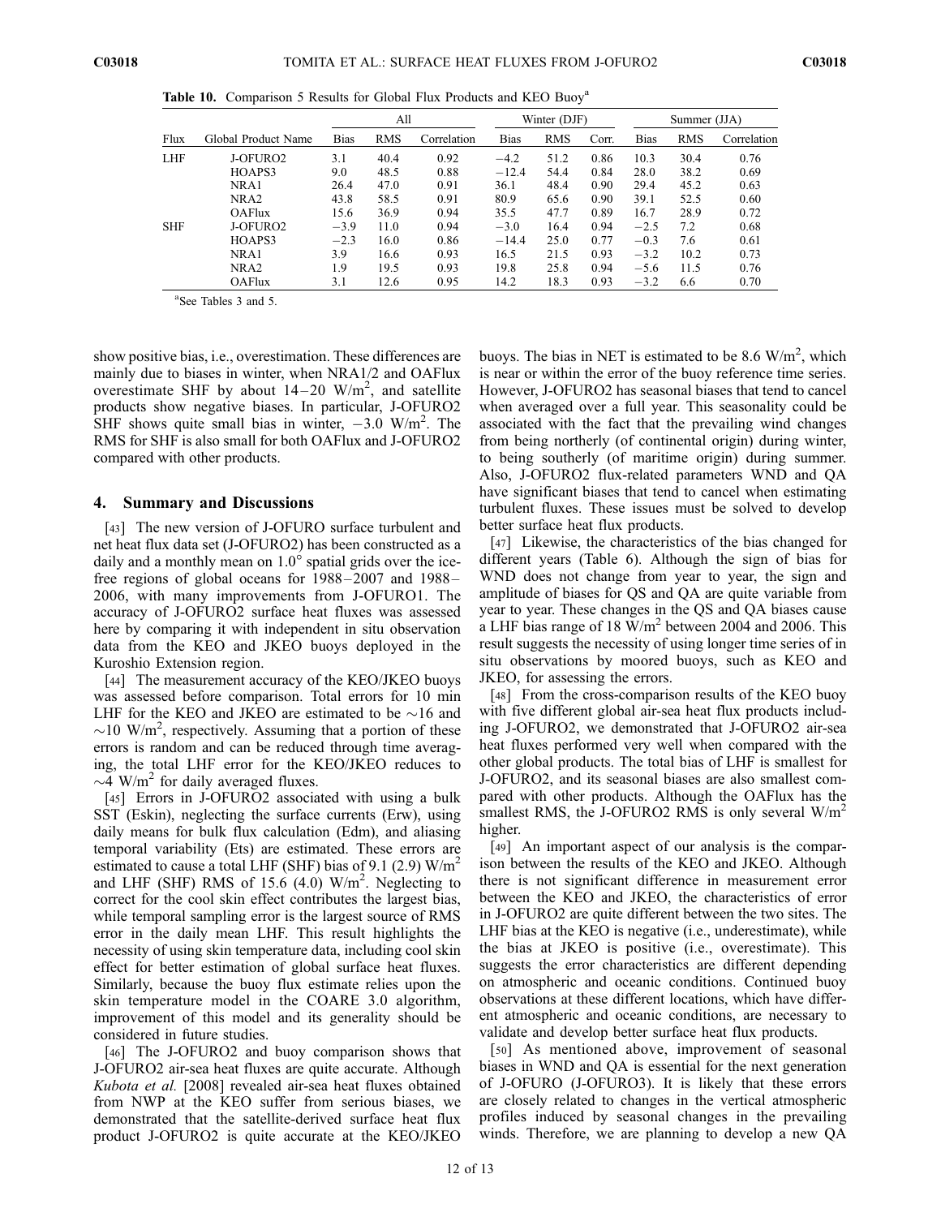**Table 10.** Comparison 5 Results for Global Flux Products and KEO Buoy[a]

| | | All | | | Winter (DJF) | | | Summer (JJA) | | |
|---|---|---|---|---|---|---|---|---|---|---|
| Flux | Global Product Name | Bias | RMS | Correlation | Bias | RMS | Corr. | Bias | RMS | Correlation |
| LHF | J-OFURO2 | 3.1 | 40.4 | 0.92 | −4.2 | 51.2 | 0.86 | 10.3 | 30.4 | 0.76 |
| | HOAPS3 | 9.0 | 48.5 | 0.88 | −12.4 | 54.4 | 0.84 | 28.0 | 38.2 | 0.69 |
| | NRA1 | 26.4 | 47.0 | 0.91 | 36.1 | 48.4 | 0.90 | 29.4 | 45.2 | 0.63 |
| | NRA2 | 43.8 | 58.5 | 0.91 | 80.9 | 65.6 | 0.90 | 39.1 | 52.5 | 0.60 |
| | OAFlux | 15.6 | 36.9 | 0.94 | 35.5 | 47.7 | 0.89 | 16.7 | 28.9 | 0.72 |
| SHF | J-OFURO2 | −3.9 | 11.0 | 0.94 | −3.0 | 16.4 | 0.94 | −2.5 | 7.2 | 0.68 |
| | HOAPS3 | −2.3 | 16.0 | 0.86 | −14.4 | 25.0 | 0.77 | −0.3 | 7.6 | 0.61 |
| | NRA1 | 3.9 | 16.6 | 0.93 | 16.5 | 21.5 | 0.93 | −3.2 | 10.2 | 0.73 |
| | NRA2 | 1.9 | 19.5 | 0.93 | 19.8 | 25.8 | 0.94 | −5.6 | 11.5 | 0.76 |
| | OAFlux | 3.1 | 12.6 | 0.95 | 14.2 | 18.3 | 0.93 | −3.2 | 6.6 | 0.70 |

[a]See Tables 3 and 5.

show positive bias, i.e., overestimation. These differences are mainly due to biases in winter, when NRA1/2 and OAFlux overestimate SHF by about 14–20 W/m$^2$, and satellite products show negative biases. In particular, J-OFURO2 SHF shows quite small bias in winter, −3.0 W/m$^2$. The RMS for SHF is also small for both OAFlux and J-OFURO2 compared with other products.

## 4. Summary and Discussions

[43] The new version of J-OFURO surface turbulent and net heat flux data set (J-OFURO2) has been constructed as a daily and a monthly mean on 1.0° spatial grids over the ice-free regions of global oceans for 1988–2007 and 1988–2006, with many improvements from J-OFURO1. The accuracy of J-OFURO2 surface heat fluxes was assessed here by comparing it with independent in situ observation data from the KEO and JKEO buoys deployed in the Kuroshio Extension region.

[44] The measurement accuracy of the KEO/JKEO buoys was assessed before comparison. Total errors for 10 min LHF for the KEO and JKEO are estimated to be ~16 and ~10 W/m$^2$, respectively. Assuming that a portion of these errors is random and can be reduced through time averaging, the total LHF error for the KEO/JKEO reduces to ~4 W/m$^2$ for daily averaged fluxes.

[45] Errors in J-OFURO2 associated with using a bulk SST (Eskin), neglecting the surface currents (Erw), using daily means for bulk flux calculation (Edm), and aliasing temporal variability (Ets) are estimated. These errors are estimated to cause a total LHF (SHF) bias of 9.1 (2.9) W/m$^2$ and LHF (SHF) RMS of 15.6 (4.0) W/m$^2$. Neglecting to correct for the cool skin effect contributes the largest bias, while temporal sampling error is the largest source of RMS error in the daily mean LHF. This result highlights the necessity of using skin temperature data, including cool skin effect for better estimation of global surface heat fluxes. Similarly, because the buoy flux estimate relies upon the skin temperature model in the COARE 3.0 algorithm, improvement of this model and its generality should be considered in future studies.

[46] The J-OFURO2 and buoy comparison shows that J-OFURO2 air-sea heat fluxes are quite accurate. Although *Kubota et al.* [2008] revealed air-sea heat fluxes obtained from NWP at the KEO suffer from serious biases, we demonstrated that the satellite-derived surface heat flux product J-OFURO2 is quite accurate at the KEO/JKEO buoys. The bias in NET is estimated to be 8.6 W/m$^2$, which is near or within the error of the buoy reference time series. However, J-OFURO2 has seasonal biases that tend to cancel when averaged over a full year. This seasonality could be associated with the fact that the prevailing wind changes from being northerly (of continental origin) during winter, to being southerly (of maritime origin) during summer. Also, J-OFURO2 flux-related parameters WND and QA have significant biases that tend to cancel when estimating turbulent fluxes. These issues must be solved to develop better surface heat flux products.

[47] Likewise, the characteristics of the bias changed for different years (Table 6). Although the sign of bias for WND does not change from year to year, the sign and amplitude of biases for QS and QA are quite variable from year to year. These changes in the QS and QA biases cause a LHF bias range of 18 W/m$^2$ between 2004 and 2006. This result suggests the necessity of using longer time series of in situ observations by moored buoys, such as KEO and JKEO, for assessing the errors.

[48] From the cross-comparison results of the KEO buoy with five different global air-sea heat flux products including J-OFURO2, we demonstrated that J-OFURO2 air-sea heat fluxes performed very well when compared with the other global products. The total bias of LHF is smallest for J-OFURO2, and its seasonal biases are also smallest compared with other products. Although the OAFlux has the smallest RMS, the J-OFURO2 RMS is only several W/m$^2$ higher.

[49] An important aspect of our analysis is the comparison between the results of the KEO and JKEO. Although there is not significant difference in measurement error between the KEO and JKEO, the characteristics of error in J-OFURO2 are quite different between the two sites. The LHF bias at the KEO is negative (i.e., underestimate), while the bias at JKEO is positive (i.e., overestimate). This suggests the error characteristics are different depending on atmospheric and oceanic conditions. Continued buoy observations at these different locations, which have different atmospheric and oceanic conditions, are necessary to validate and develop better surface heat flux products.

[50] As mentioned above, improvement of seasonal biases in WND and QA is essential for the next generation of J-OFURO (J-OFURO3). It is likely that these errors are closely related to changes in the vertical atmospheric profiles induced by seasonal changes in the prevailing winds. Therefore, we are planning to develop a new QA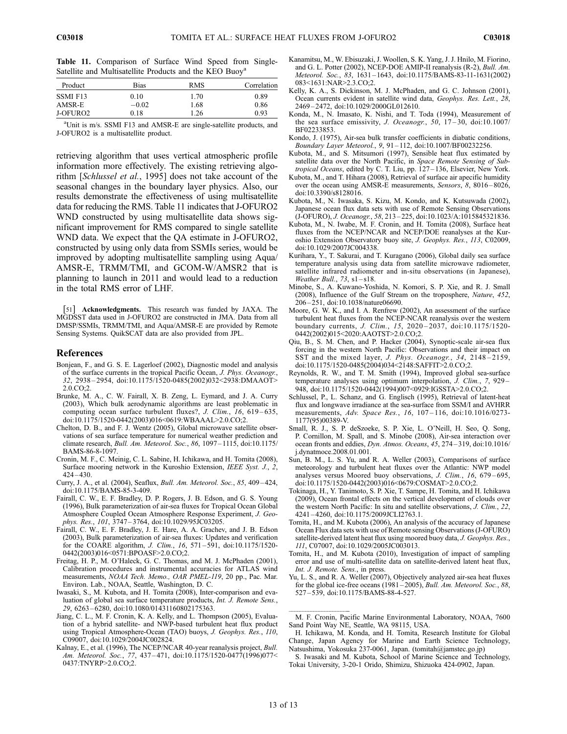**Table 11.** Comparison of Surface Wind Speed from Single-Satellite and Multisatellite Products and the KEO Buoy[a]

| Product | Bias | RMS | Correlation |
|---|---|---|---|
| SSMI F13 | 0.10 | 1.70 | 0.89 |
| AMSR-E | −0.02 | 1.68 | 0.86 |
| J-OFURO2 | 0.18 | 1.26 | 0.93 |

[a]Unit is m/s. SSMI F13 and AMSR-E are single-satellite products, and J-OFURO2 is a multisatellite product.

retrieving algorithm that uses vertical atmospheric profile information more effectively. The existing retrieving algorithm [*Schlussel et al.*, 1995] does not take account of the seasonal changes in the boundary layer physics. Also, our results demonstrate the effectiveness of using multisatellite data for reducing the RMS. Table 11 indicates that J-OFURO2 WND constructed by using multisatellite data shows significant improvement for RMS compared to single satellite WND data. We expect that the QA estimate in J-OFURO2, constructed by using only data from SSMIs series, would be improved by adopting multisatellite sampling using Aqua/AMSR-E, TRMM/TMI, and GCOM-W/AMSR2 that is planning to launch in 2011 and would lead to a reduction in the total RMS error of LHF.

[51] **Acknowledgments.** This research was funded by JAXA. The MGDSST data used in J-OFURO2 are constructed in JMA. Data from all DMSP/SSMIs, TRMM/TMI, and Aqua/AMSR-E are provided by Remote Sensing Systems. QuikSCAT data are also provided from JPL.

## References

Bonjean, F., and G. S. E. Lagerloef (2002), Diagnostic model and analysis of the surface currents in the tropical Pacific Ocean, *J. Phys. Oceanogr.*, *32*, 2938–2954, doi:10.1175/1520-0485(2002)032<2938:DMAAOT>2.0.CO;2.

Brunke, M. A., C. W. Fairall, X. B. Zeng, L. Eymard, and J. A. Curry (2003), Which bulk aerodynamic algorithms are least problematic in computing ocean surface turbulent fluxes?, *J. Clim.*, *16*, 619–635, doi:10.1175/1520-0442(2003)016<0619:WBAAAL>2.0.CO;2.

Chelton, D. B., and F. J. Wentz (2005), Global microwave satellite observations of sea surface temperature for numerical weather prediction and climate research, *Bull. Am. Meteorol. Soc.*, *86*, 1097–1115, doi:10.1175/BAMS-86-8-1097.

Cronin, M. F., C. Meinig, C. L. Sabine, H. Ichikawa, and H. Tomita (2008), Surface mooring network in the Kuroshio Extension, *IEEE Syst. J.*, *2*, 424–430.

Curry, J. A., et al. (2004), Seaflux, *Bull. Am. Meteorol. Soc.*, *85*, 409–424, doi:10.1175/BAMS-85-3-409.

Fairall, C. W., E. F. Bradley, D. P. Rogers, J. B. Edson, and G. S. Young (1996), Bulk parameterization of air-sea fluxes for Tropical Ocean Global Atmosphere Coupled Ocean Atmosphere Response Experiment, *J. Geophys. Res.*, *101*, 3747–3764, doi:10.1029/95JC03205.

Fairall, C. W., E. F. Bradley, J. E. Hare, A. A. Grachev, and J. B. Edson (2003), Bulk parameterization of air-sea fluxes: Updates and verification for the COARE algorithm, *J. Clim.*, *16*, 571–591, doi:10.1175/1520-0442(2003)016<0571:BPOASF>2.0.CO;2.

Freitag, H. P., M. O'Haleck, G. C. Thomas, and M. J. McPhaden (2001), Calibration procedures and instrumental accuracies for ATLAS wind measurements, *NOAA Tech. Memo., OAR PMEL-119*, 20 pp., Pac. Mar. Environ. Lab., NOAA, Seattle, Washington, D. C.

Iwasaki, S., M. Kubota, and H. Tomita (2008), Inter-comparison and evaluation of global sea surface temperature products, *Int. J. Remote Sens.*, *29*, 6263–6280, doi:10.1080/01431160802175363.

Jiang, C. L., M. F. Cronin, K. A. Kelly, and L. Thompson (2005), Evaluation of a hybrid satellite- and NWP-based turbulent heat flux product using Tropical Atmosphere-Ocean (TAO) buoys, *J. Geophys. Res.*, *110*, C09007, doi:10.1029/2004JC002824.

Kalnay, E., et al. (1996), The NCEP/NCAR 40-year reanalysis project, *Bull. Am. Meteorol. Soc.*, *77*, 437–471, doi:10.1175/1520-0477(1996)077<0437:TNYRP>2.0.CO;2.

Kanamitsu, M., W. Ebisuzaki, J. Woollen, S. K. Yang, J. J. Hnilo, M. Fiorino, and G. L. Potter (2002), NCEP-DOE AMIP-II reanalysis (R-2), *Bull. Am. Meteorol. Soc.*, *83*, 1631–1643, doi:10.1175/BAMS-83-11-1631(2002)083<1631:NAR>2.3.CO;2.

Kelly, K. A., S. Dickinson, M. J. McPhaden, and G. C. Johnson (2001), Ocean currents evident in satellite wind data, *Geophys. Res. Lett.*, *28*, 2469–2472, doi:10.1029/2000GL012610.

Konda, M., N. Imasato, K. Nishi, and T. Toda (1994), Measurement of the sea surface emissivity, *J. Oceanogr.*, *50*, 17–30, doi:10.1007/BF02233853.

Kondo, J. (1975), Air-sea bulk transfer coefficients in diabatic conditions, *Boundary Layer Meteorol.*, *9*, 91–112, doi:10.1007/BF00232256.

Kubota, M., and S. Mitsumori (1997), Sensible heat flux estimated by satellite data over the North Pacific, in *Space Remote Sensing of Subtropical Oceans*, edited by C. T. Liu, pp. 127–136, Elsevier, New York.

Kubota, M., and T. Hihara (2008), Retrieval of surface air apecific humidity over the ocean using AMSR-E measurements, *Sensors*, *8*, 8016–8026, doi:10.3390/s8128016.

Kubota, M., N. Iwasaka, S. Kizu, M. Kondo, and K. Kutsuwada (2002), Japanese ocean flux data sets with use of Remote Sensing Observations (J-OFURO), *J. Oceanogr.*, *58*, 213–225, doi:10.1023/A:1015845321836.

Kubota, M., N. Iwabe, M. F. Cronin, and H. Tomita (2008), Surface heat fluxes from the NCEP/NCAR and NCEP/DOE reanalyses at the Kuroshio Extension Observatory buoy site, *J. Geophys. Res.*, *113*, C02009, doi:10.1029/2007JC004338.

Kurihara, Y., T. Sakurai, and T. Kuragano (2006), Global daily sea surface temperature analysis using data from satellite microwave radiometer, satellite infrared radiometer and in-situ observations (in Japanese), *Weather Bull.*, *73*, s1–s18.

Minobe, S., A. Kuwano-Yoshida, N. Komori, S. P. Xie, and R. J. Small (2008), Influence of the Gulf Stream on the troposphere, *Nature*, *452*, 206–251, doi:10.1038/nature06690.

Moore, G. W. K., and I. A. Renfrew (2002), An assessment of the surface turbulent heat fluxes from the NCEP-NCAR reanalysis over the western boundary currents, *J. Clim.*, *15*, 2020–2037, doi:10.1175/1520-0442(2002)015<2020:AAOTST>2.0.CO;2.

Qiu, B., S. M. Chen, and P. Hacker (2004), Synoptic-scale air-sea flux forcing in the western North Pacific: Observations and their impact on SST and the mixed layer, *J. Phys. Oceanogr.*, *34*, 2148–2159, doi:10.1175/1520-0485(2004)034<2148:SAFFIT>2.0.CO;2.

Reynolds, R. W., and T. M. Smith (1994), Improved global sea-surface temperature analyses using optimum interpolation, *J. Clim.*, *7*, 929–948, doi:10.1175/1520-0442(1994)007<0929:IGSSTA>2.0.CO;2.

Schlussel, P., L. Schanz, and G. Englisch (1995), Retrieval of latent-heat flux and longwave irradiance at the sea-surface from SSM/I and AVHRR measurements, *Adv. Space Res.*, *16*, 107–116, doi:10.1016/0273-1177(95)00389-V.

Small, R. J., S. P. deSzoeke, S. P. Xie, L. O'Neill, H. Seo, Q. Song, P. Cornillon, M. Spall, and S. Minobe (2008), Air-sea interaction over ocean fronts and eddies, *Dyn. Atmos. Oceans*, *45*, 274–319, doi:10.1016/j.dynatmoce.2008.01.001.

Sun, B. M., L. S. Yu, and R. A. Weller (2003), Comparisons of surface meteorology and turbulent heat fluxes over the Atlantic: NWP model analyses versus Moored buoy observations, *J. Clim.*, *16*, 679–695, doi:10.1175/1520-0442(2003)016<0679:COSMAT>2.0.CO;2.

Tokinaga, H., Y. Tanimoto, S. P. Xie, T. Sampe, H. Tomita, and H. Ichikawa (2009), Ocean frontal effects on the vertical development of clouds over the western North Pacific: In situ and satellite observations, *J. Clim.*, *22*, 4241–4260, doi:10.1175/2009JCLI2763.1.

Tomita, H., and M. Kubota (2006), An analysis of the accuracy of Japanese Ocean Flux data sets with use of Remote sensing Observations (J-OFURO) satellite-derived latent heat flux using moored buoy data, *J. Geophys. Res.*, *111*, C07007, doi:10.1029/2005JC003013.

Tomita, H., and M. Kubota (2010), Investigation of impact of sampling error and use of multi-satellite data on satellite-derived latent heat flux, *Int. J. Remote. Sens.*, in press.

Yu, L. S., and R. A. Weller (2007), Objectively analyzed air-sea heat fluxes for the global ice-free oceans (1981–2005), *Bull. Am. Meteorol. Soc.*, *88*, 527–539, doi:10.1175/BAMS-88-4-527.

---

M. F. Cronin, Pacific Marine Environmental Laboratory, NOAA, 7600 Sand Point Way NE, Seattle, WA 98115, USA.

H. Ichikawa, M. Konda, and H. Tomita, Research Institute for Global Change, Japan Agency for Marine and Earth Science Technology, Natsushima, Yokosuka 237-0061, Japan. (tomitah@jamstec.go.jp)

S. Iwasaki and M. Kubota, School of Marine Science and Technology, Tokai University, 3-20-1 Orido, Shimizu, Shizuoka 424-0902, Japan.